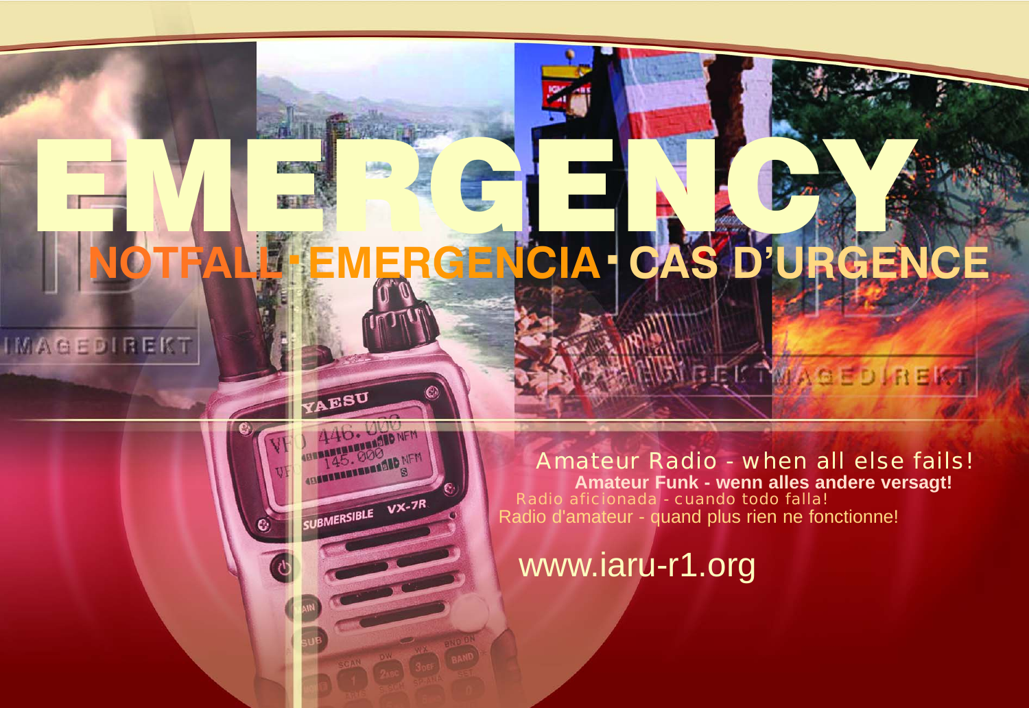# EMERGENCY

## NOTFALL · EMERGENCIA · CAS D'URGENCE

Amateur Radio - when all else fails!

**Amateur Funk - wenn alles andere versagt!**

Radio aficionada - cuando todo falla!

Radio d'amateur - quand plus rien ne fonctionne!

www.iaru-r1.org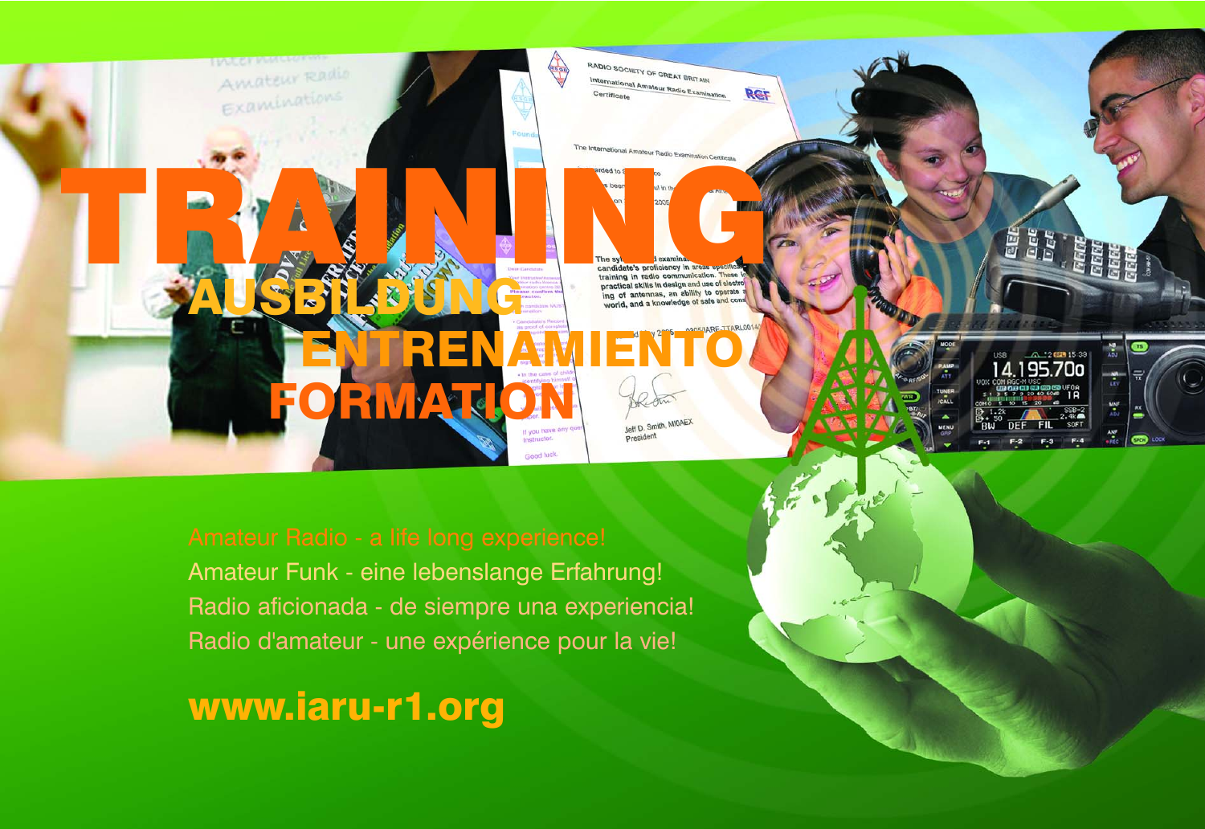# TRAINING

## AUSBILDUNG

## ENTRENAMIENTO

## FORMATION

Amateur Radio - a life long experience!
Amateur Funk - eine lebenslange Erfahrung!
Radio aficionada - de siempre una experiencia!
Radio d'amateur - une expérience pour la vie!

**www.iaru-r1.org**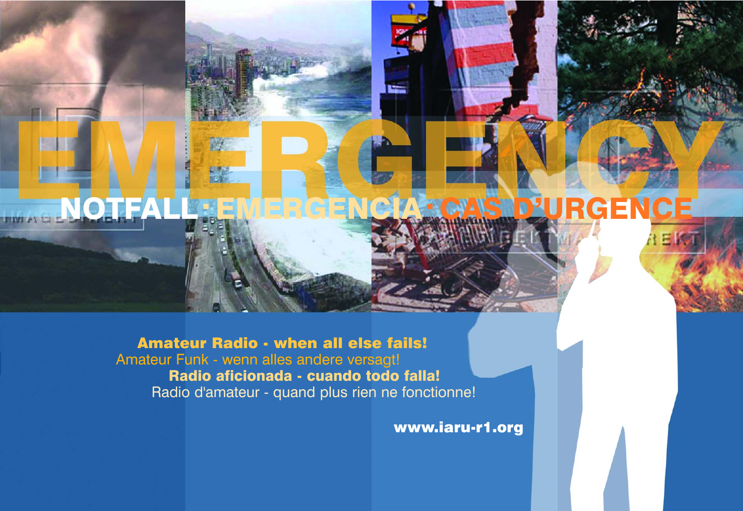# EMERGENCY

## NOTFALL · EMERGENCIA · CAS D'URGENCE

**Amateur Radio - when all else fails!**

Amateur Funk - wenn alles andere versagt!

**Radio aficionada - cuando todo falla!**

Radio d'amateur - quand plus rien ne fonctionne!

**www.iaru-r1.org**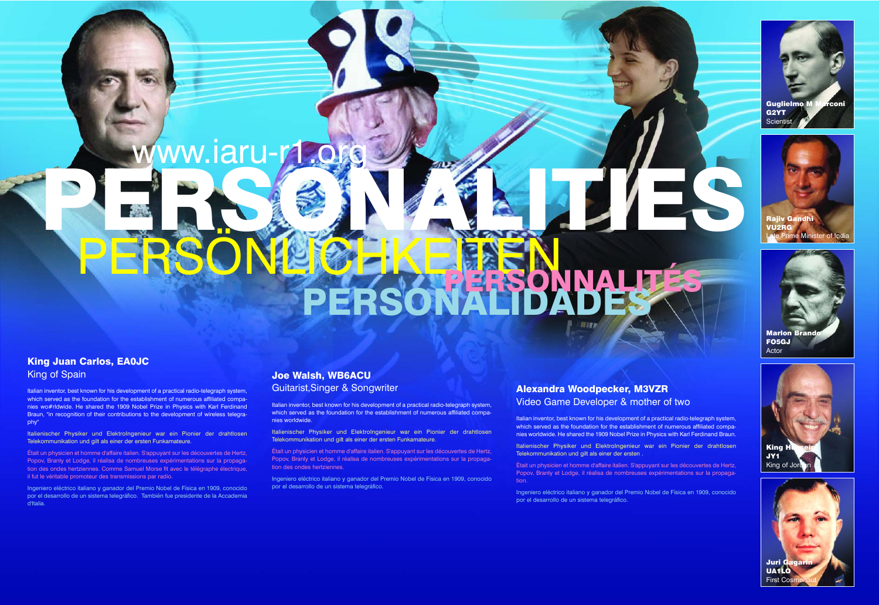www.iaru-r1.org

# PERSONALITIES

## PERSÖNLICHKEITEN

## PERSONNALITÉS

## PERSONALIDADES

### King Juan Carlos, EA0JC

King of Spain

Italian inventor, best known for his development of a practical radio-telegraph system, which served as the foundation for the establishment of numerous affiliated companies wo#rldwide. He shared the 1909 Nobel Prize in Physics with Karl Ferdinand Braun, "in recognition of their contributions to the development of wireless telegraphy"

Italienischer Physiker und Elektrolngenieur war ein Pionier der drahtlosen Telekommunikation und gilt als einer der ersten Funkamateure.

Était un physicien et homme d'affaire italien. S'appuyant sur les découvertes de Hertz, Popov, Branly et Lodge, il réalisa de nombreuses expérimentations sur la propagation des ondes hertziennes. Comme Samuel Morse fit avec le télégraphe électrique, il fut le véritable promoteur des transmissions par radio.

Ingeniero eléctrico italiano y ganador del Premio Nobel de Física en 1909, conocido por el desarrollo de un sistema telegráfico. También fue presidente de la Accademia d'Italia.

### Joe Walsh, WB6ACU

Guitarist,Singer & Songwriter

Italian inventor, best known for his development of a practical radio-telegraph system, which served as the foundation for the establishment of numerous affiliated companies worldwide.

Italienischer Physiker und Elektrolngenieur war ein Pionier der drahtlosen Telekommunikation und gilt als einer der ersten Funkamateure.

Était un physicien et homme d'affaire italien. S'appuyant sur les découvertes de Hertz, Popov, Branly et Lodge, il réalisa de nombreuses expérimentations sur la propagation des ondes hertziennes.

Ingeniero eléctrico italiano y ganador del Premio Nobel de Física en 1909, conocido por el desarrollo de un sistema telegráfico.

### Alexandra Woodpecker, M3VZR

Video Game Developer & mother of two

Italian inventor, best known for his development of a practical radio-telegraph system, which served as the foundation for the establishment of numerous affiliated companies worldwide. He shared the 1909 Nobel Prize in Physics with Karl Ferdinand Braun.

Italienischer Physiker und Elektrolngenieur war ein Pionier der drahtlosen Telekommunikation und gilt als einer der ersten .

Était un physicien et homme d'affaire italien. S'appuyant sur les découvertes de Hertz, Popov, Branly et Lodge, il réalisa de nombreuses expérimentations sur la propagation.

Ingeniero eléctrico italiano y ganador del Premio Nobel de Física en 1909, conocido por el desarrollo de un sistema telegráfico.

**Guglielmo M Marconi**
**G2YT**
Scientist

**Rajiv Gandhi**
**VU2RG**
Late Prime Minister of India

**Marlon Brando**
**FO5GJ**
Actor

**King Hussein**
**JY1**
King of Jordan

**Juri Gagarin**
**UA1LO**
First Cosmonaut